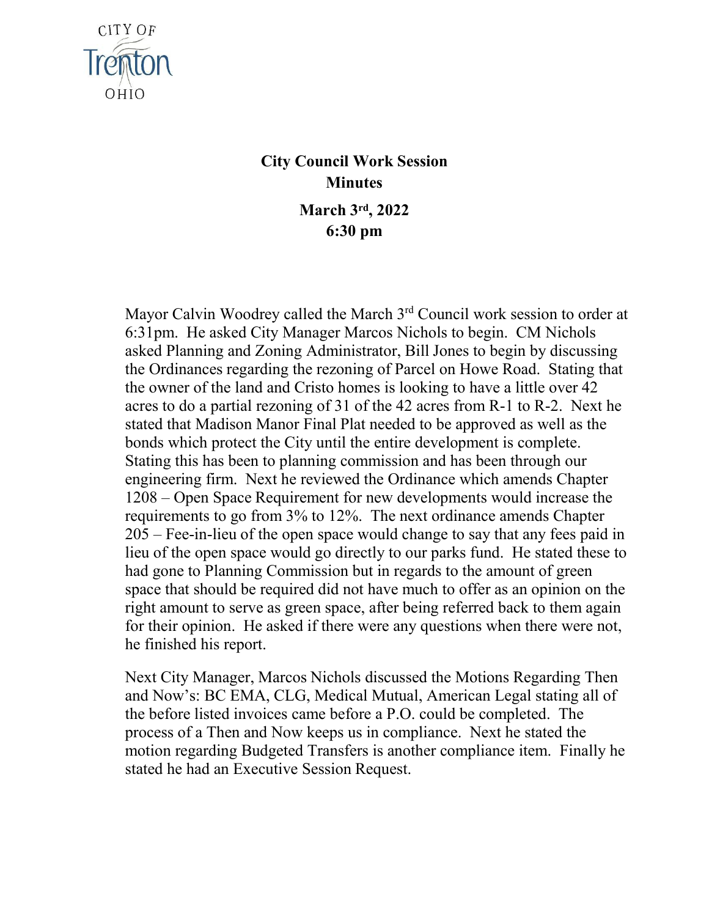CITY OF Trenton OHIO

**City Council Work Session**
**Minutes**

**March 3rd, 2022**
**6:30 pm**

Mayor Calvin Woodrey called the March 3rd Council work session to order at 6:31pm. He asked City Manager Marcos Nichols to begin. CM Nichols asked Planning and Zoning Administrator, Bill Jones to begin by discussing the Ordinances regarding the rezoning of Parcel on Howe Road. Stating that the owner of the land and Cristo homes is looking to have a little over 42 acres to do a partial rezoning of 31 of the 42 acres from R-1 to R-2. Next he stated that Madison Manor Final Plat needed to be approved as well as the bonds which protect the City until the entire development is complete. Stating this has been to planning commission and has been through our engineering firm. Next he reviewed the Ordinance which amends Chapter 1208 – Open Space Requirement for new developments would increase the requirements to go from 3% to 12%. The next ordinance amends Chapter 205 – Fee-in-lieu of the open space would change to say that any fees paid in lieu of the open space would go directly to our parks fund. He stated these to had gone to Planning Commission but in regards to the amount of green space that should be required did not have much to offer as an opinion on the right amount to serve as green space, after being referred back to them again for their opinion. He asked if there were any questions when there were not, he finished his report.

Next City Manager, Marcos Nichols discussed the Motions Regarding Then and Now's: BC EMA, CLG, Medical Mutual, American Legal stating all of the before listed invoices came before a P.O. could be completed. The process of a Then and Now keeps us in compliance. Next he stated the motion regarding Budgeted Transfers is another compliance item. Finally he stated he had an Executive Session Request.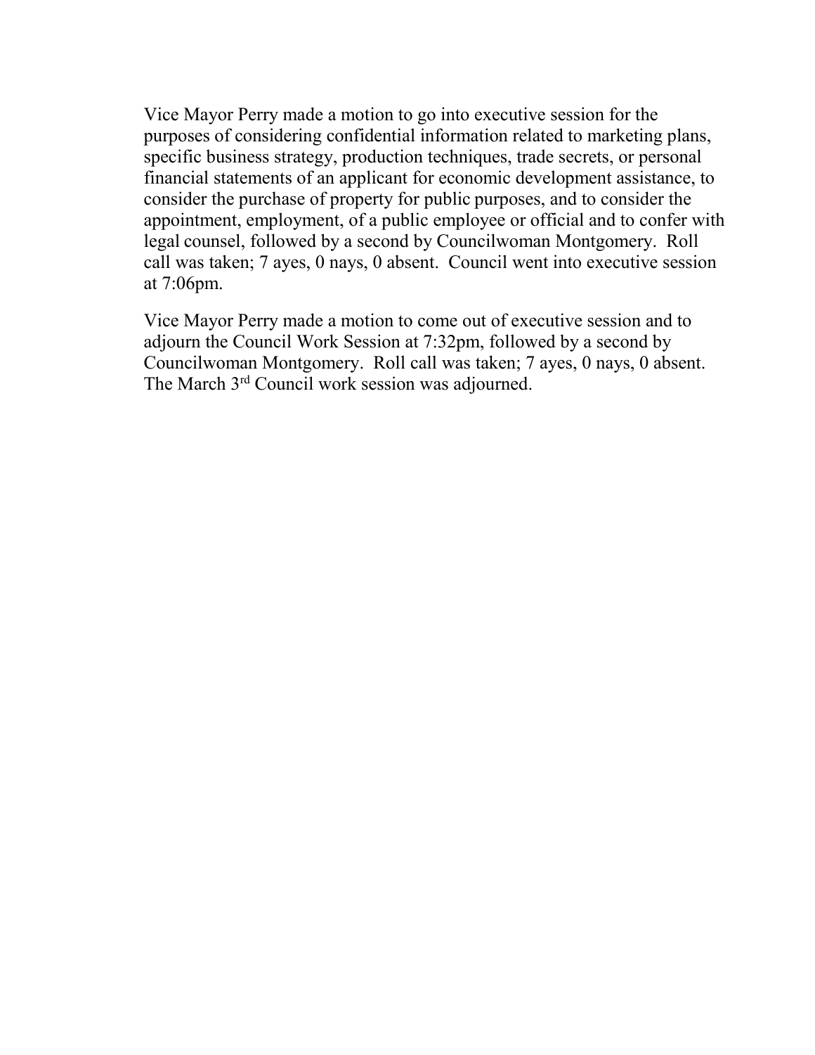Vice Mayor Perry made a motion to go into executive session for the purposes of considering confidential information related to marketing plans, specific business strategy, production techniques, trade secrets, or personal financial statements of an applicant for economic development assistance, to consider the purchase of property for public purposes, and to consider the appointment, employment, of a public employee or official and to confer with legal counsel, followed by a second by Councilwoman Montgomery. Roll call was taken; 7 ayes, 0 nays, 0 absent. Council went into executive session at 7:06pm.

Vice Mayor Perry made a motion to come out of executive session and to adjourn the Council Work Session at 7:32pm, followed by a second by Councilwoman Montgomery. Roll call was taken; 7 ayes, 0 nays, 0 absent. The March 3rd Council work session was adjourned.